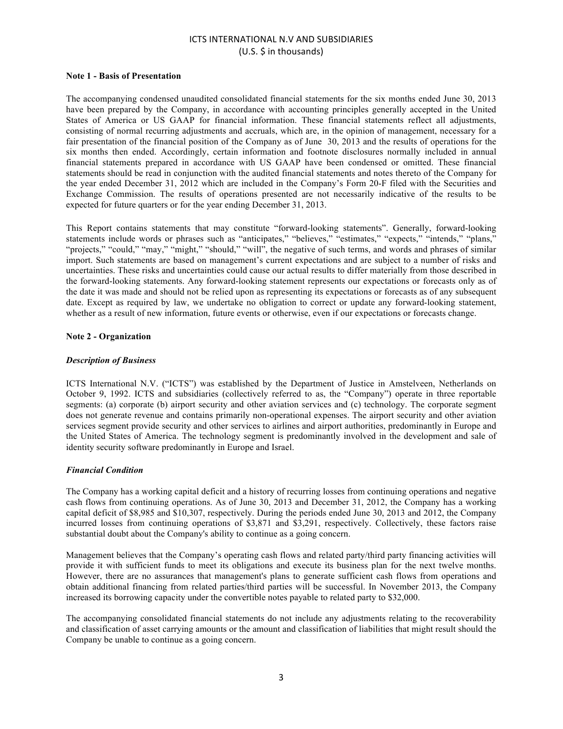# ICTS INTERNATIONAL N.V AND SUBSIDIARIES
(U.S. $ in thousands)

**Note 1 - Basis of Presentation**

The accompanying condensed unaudited consolidated financial statements for the six months ended June 30, 2013 have been prepared by the Company, in accordance with accounting principles generally accepted in the United States of America or US GAAP for financial information. These financial statements reflect all adjustments, consisting of normal recurring adjustments and accruals, which are, in the opinion of management, necessary for a fair presentation of the financial position of the Company as of June 30, 2013 and the results of operations for the six months then ended. Accordingly, certain information and footnote disclosures normally included in annual financial statements prepared in accordance with US GAAP have been condensed or omitted. These financial statements should be read in conjunction with the audited financial statements and notes thereto of the Company for the year ended December 31, 2012 which are included in the Company's Form 20-F filed with the Securities and Exchange Commission. The results of operations presented are not necessarily indicative of the results to be expected for future quarters or for the year ending December 31, 2013.

This Report contains statements that may constitute "forward-looking statements". Generally, forward-looking statements include words or phrases such as "anticipates," "believes," "estimates," "expects," "intends," "plans," "projects," "could," "may," "might," "should," "will", the negative of such terms, and words and phrases of similar import. Such statements are based on management's current expectations and are subject to a number of risks and uncertainties. These risks and uncertainties could cause our actual results to differ materially from those described in the forward-looking statements. Any forward-looking statement represents our expectations or forecasts only as of the date it was made and should not be relied upon as representing its expectations or forecasts as of any subsequent date. Except as required by law, we undertake no obligation to correct or update any forward-looking statement, whether as a result of new information, future events or otherwise, even if our expectations or forecasts change.

**Note 2 - Organization**

***Description of Business***

ICTS International N.V. ("ICTS") was established by the Department of Justice in Amstelveen, Netherlands on October 9, 1992. ICTS and subsidiaries (collectively referred to as, the "Company") operate in three reportable segments: (a) corporate (b) airport security and other aviation services and (c) technology. The corporate segment does not generate revenue and contains primarily non-operational expenses. The airport security and other aviation services segment provide security and other services to airlines and airport authorities, predominantly in Europe and the United States of America. The technology segment is predominantly involved in the development and sale of identity security software predominantly in Europe and Israel.

***Financial Condition***

The Company has a working capital deficit and a history of recurring losses from continuing operations and negative cash flows from continuing operations. As of June 30, 2013 and December 31, 2012, the Company has a working capital deficit of $8,985 and $10,307, respectively. During the periods ended June 30, 2013 and 2012, the Company incurred losses from continuing operations of $3,871 and $3,291, respectively. Collectively, these factors raise substantial doubt about the Company's ability to continue as a going concern.

Management believes that the Company's operating cash flows and related party/third party financing activities will provide it with sufficient funds to meet its obligations and execute its business plan for the next twelve months. However, there are no assurances that management's plans to generate sufficient cash flows from operations and obtain additional financing from related parties/third parties will be successful. In November 2013, the Company increased its borrowing capacity under the convertible notes payable to related party to $32,000.

The accompanying consolidated financial statements do not include any adjustments relating to the recoverability and classification of asset carrying amounts or the amount and classification of liabilities that might result should the Company be unable to continue as a going concern.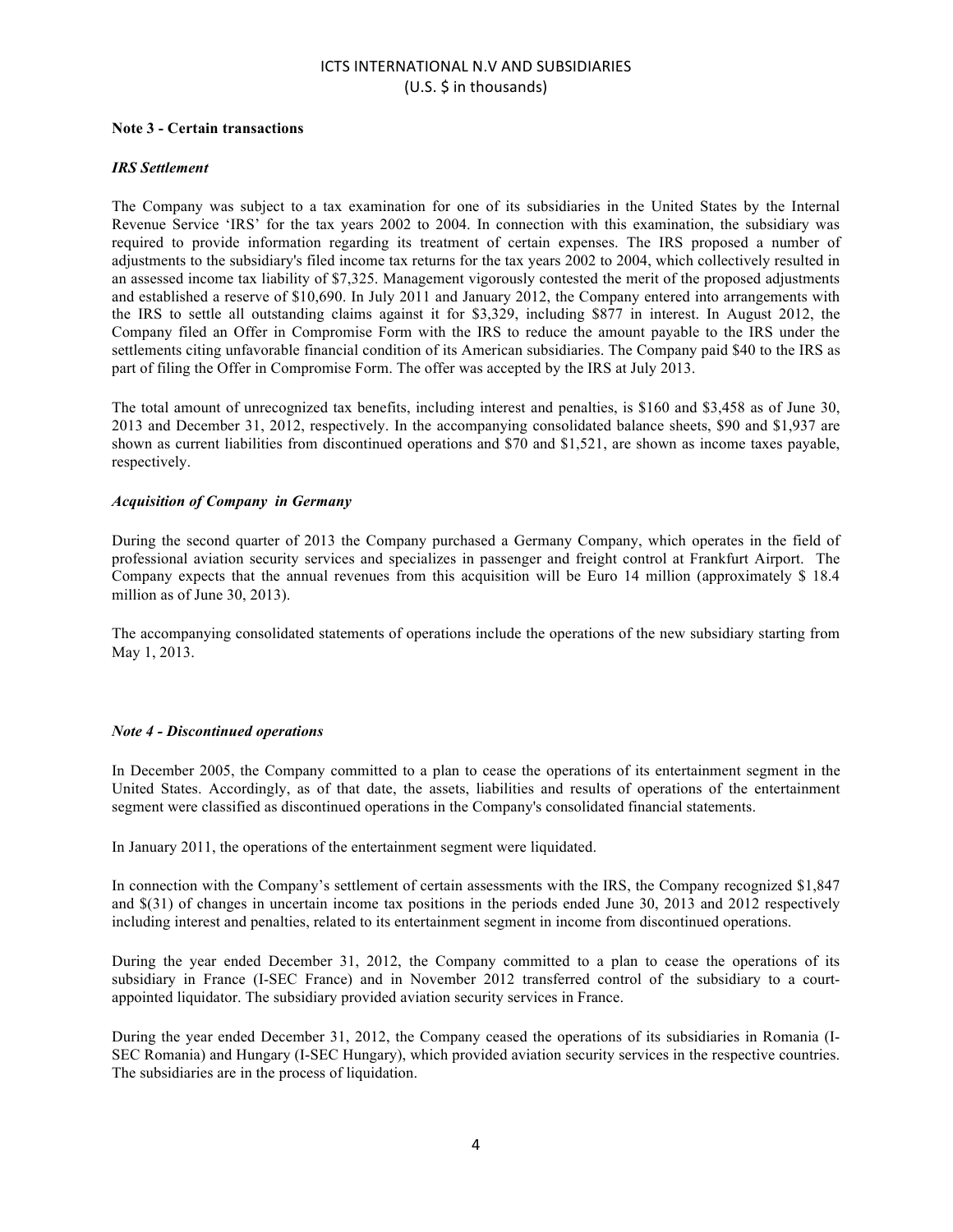ICTS INTERNATIONAL N.V AND SUBSIDIARIES
(U.S. $ in thousands)

**Note 3 - Certain transactions**

***IRS Settlement***

The Company was subject to a tax examination for one of its subsidiaries in the United States by the Internal Revenue Service 'IRS' for the tax years 2002 to 2004. In connection with this examination, the subsidiary was required to provide information regarding its treatment of certain expenses. The IRS proposed a number of adjustments to the subsidiary's filed income tax returns for the tax years 2002 to 2004, which collectively resulted in an assessed income tax liability of $7,325. Management vigorously contested the merit of the proposed adjustments and established a reserve of $10,690. In July 2011 and January 2012, the Company entered into arrangements with the IRS to settle all outstanding claims against it for $3,329, including $877 in interest. In August 2012, the Company filed an Offer in Compromise Form with the IRS to reduce the amount payable to the IRS under the settlements citing unfavorable financial condition of its American subsidiaries. The Company paid $40 to the IRS as part of filing the Offer in Compromise Form. The offer was accepted by the IRS at July 2013.

The total amount of unrecognized tax benefits, including interest and penalties, is $160 and $3,458 as of June 30, 2013 and December 31, 2012, respectively. In the accompanying consolidated balance sheets, $90 and $1,937 are shown as current liabilities from discontinued operations and $70 and $1,521, are shown as income taxes payable, respectively.

***Acquisition of Company in Germany***

During the second quarter of 2013 the Company purchased a Germany Company, which operates in the field of professional aviation security services and specializes in passenger and freight control at Frankfurt Airport. The Company expects that the annual revenues from this acquisition will be Euro 14 million (approximately $ 18.4 million as of June 30, 2013).

The accompanying consolidated statements of operations include the operations of the new subsidiary starting from May 1, 2013.

***Note 4 - Discontinued operations***

In December 2005, the Company committed to a plan to cease the operations of its entertainment segment in the United States. Accordingly, as of that date, the assets, liabilities and results of operations of the entertainment segment were classified as discontinued operations in the Company's consolidated financial statements.

In January 2011, the operations of the entertainment segment were liquidated.

In connection with the Company's settlement of certain assessments with the IRS, the Company recognized $1,847 and $(31) of changes in uncertain income tax positions in the periods ended June 30, 2013 and 2012 respectively including interest and penalties, related to its entertainment segment in income from discontinued operations.

During the year ended December 31, 2012, the Company committed to a plan to cease the operations of its subsidiary in France (I-SEC France) and in November 2012 transferred control of the subsidiary to a court-appointed liquidator. The subsidiary provided aviation security services in France.

During the year ended December 31, 2012, the Company ceased the operations of its subsidiaries in Romania (I-SEC Romania) and Hungary (I-SEC Hungary), which provided aviation security services in the respective countries. The subsidiaries are in the process of liquidation.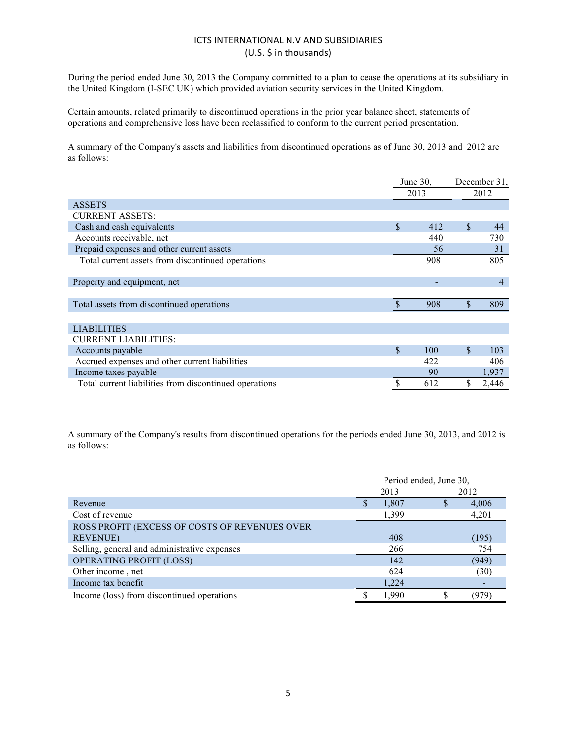# ICTS INTERNATIONAL N.V AND SUBSIDIARIES
(U.S. $ in thousands)

During the period ended June 30, 2013 the Company committed to a plan to cease the operations at its subsidiary in the United Kingdom (I-SEC UK) which provided aviation security services in the United Kingdom.

Certain amounts, related primarily to discontinued operations in the prior year balance sheet, statements of operations and comprehensive loss have been reclassified to conform to the current period presentation.

A summary of the Company's assets and liabilities from discontinued operations as of June 30, 2013 and 2012 are as follows:

| | June 30, 2013 | December 31, 2012 |
|---|---|---|
| ASSETS | | |
| CURRENT ASSETS: | | |
| Cash and cash equivalents | $ 412 | $ 44 |
| Accounts receivable, net | 440 | 730 |
| Prepaid expenses and other current assets | 56 | 31 |
| Total current assets from discontinued operations | 908 | 805 |
| Property and equipment, net | - | 4 |
| Total assets from discontinued operations | $ 908 | $ 809 |
| LIABILITIES | | |
| CURRENT LIABILITIES: | | |
| Accounts payable | $ 100 | $ 103 |
| Accrued expenses and other current liabilities | 422 | 406 |
| Income taxes payable | 90 | 1,937 |
| Total current liabilities from discontinued operations | $ 612 | $ 2,446 |

A summary of the Company's results from discontinued operations for the periods ended June 30, 2013, and 2012 is as follows:

| | Period ended, June 30, 2013 | Period ended, June 30, 2012 |
|---|---|---|
| Revenue | $ 1,807 | $ 4,006 |
| Cost of revenue | 1,399 | 4,201 |
| ROSS PROFIT (EXCESS OF COSTS OF REVENUES OVER REVENUE) | 408 | (195) |
| Selling, general and administrative expenses | 266 | 754 |
| OPERATING PROFIT (LOSS) | 142 | (949) |
| Other income , net | 624 | (30) |
| Income tax benefit | 1,224 | - |
| Income (loss) from discontinued operations | $ 1,990 | $ (979) |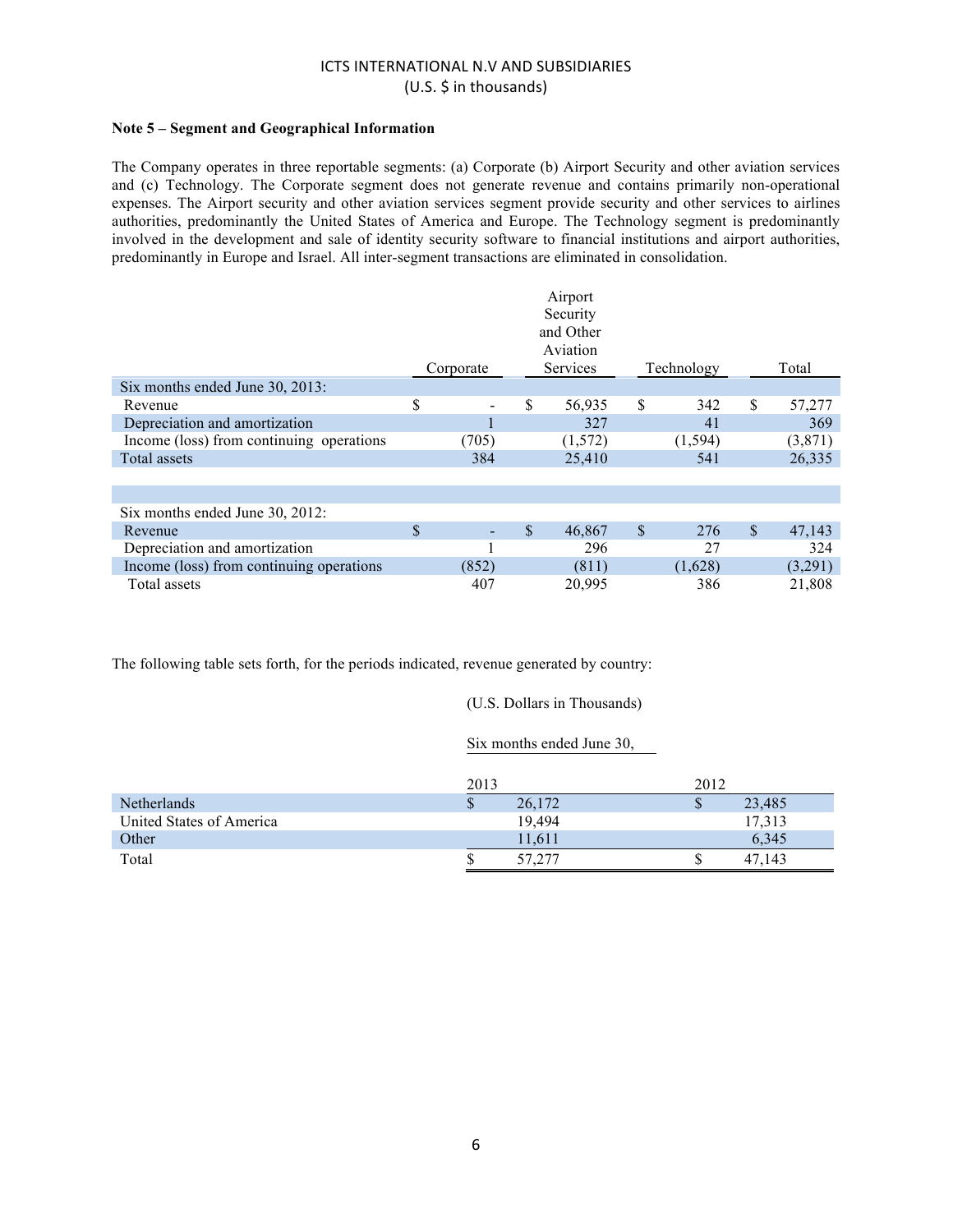ICTS INTERNATIONAL N.V AND SUBSIDIARIES
(U.S. $ in thousands)

**Note 5 – Segment and Geographical Information**

The Company operates in three reportable segments: (a) Corporate (b) Airport Security and other aviation services and (c) Technology. The Corporate segment does not generate revenue and contains primarily non-operational expenses. The Airport security and other aviation services segment provide security and other services to airlines authorities, predominantly the United States of America and Europe. The Technology segment is predominantly involved in the development and sale of identity security software to financial institutions and airport authorities, predominantly in Europe and Israel. All inter-segment transactions are eliminated in consolidation.

| | Corporate | Airport Security and Other Aviation Services | Technology | Total |
|---|---|---|---|---|
| Six months ended June 30, 2013: | | | | |
| Revenue | $ - | $ 56,935 | $ 342 | $ 57,277 |
| Depreciation and amortization | 1 | 327 | 41 | 369 |
| Income (loss) from continuing operations | (705) | (1,572) | (1,594) | (3,871) |
| Total assets | 384 | 25,410 | 541 | 26,335 |
| | | | | |
| Six months ended June 30, 2012: | | | | |
| Revenue | $ - | $ 46,867 | $ 276 | $ 47,143 |
| Depreciation and amortization | 1 | 296 | 27 | 324 |
| Income (loss) from continuing operations | (852) | (811) | (1,628) | (3,291) |
| Total assets | 407 | 20,995 | 386 | 21,808 |

The following table sets forth, for the periods indicated, revenue generated by country:

| | (U.S. Dollars in Thousands) | |
|---|---|---|
| | Six months ended June 30, | |
| | 2013 | 2012 |
| Netherlands | $ 26,172 | $ 23,485 |
| United States of America | 19,494 | 17,313 |
| Other | 11,611 | 6,345 |
| Total | $ 57,277 | $ 47,143 |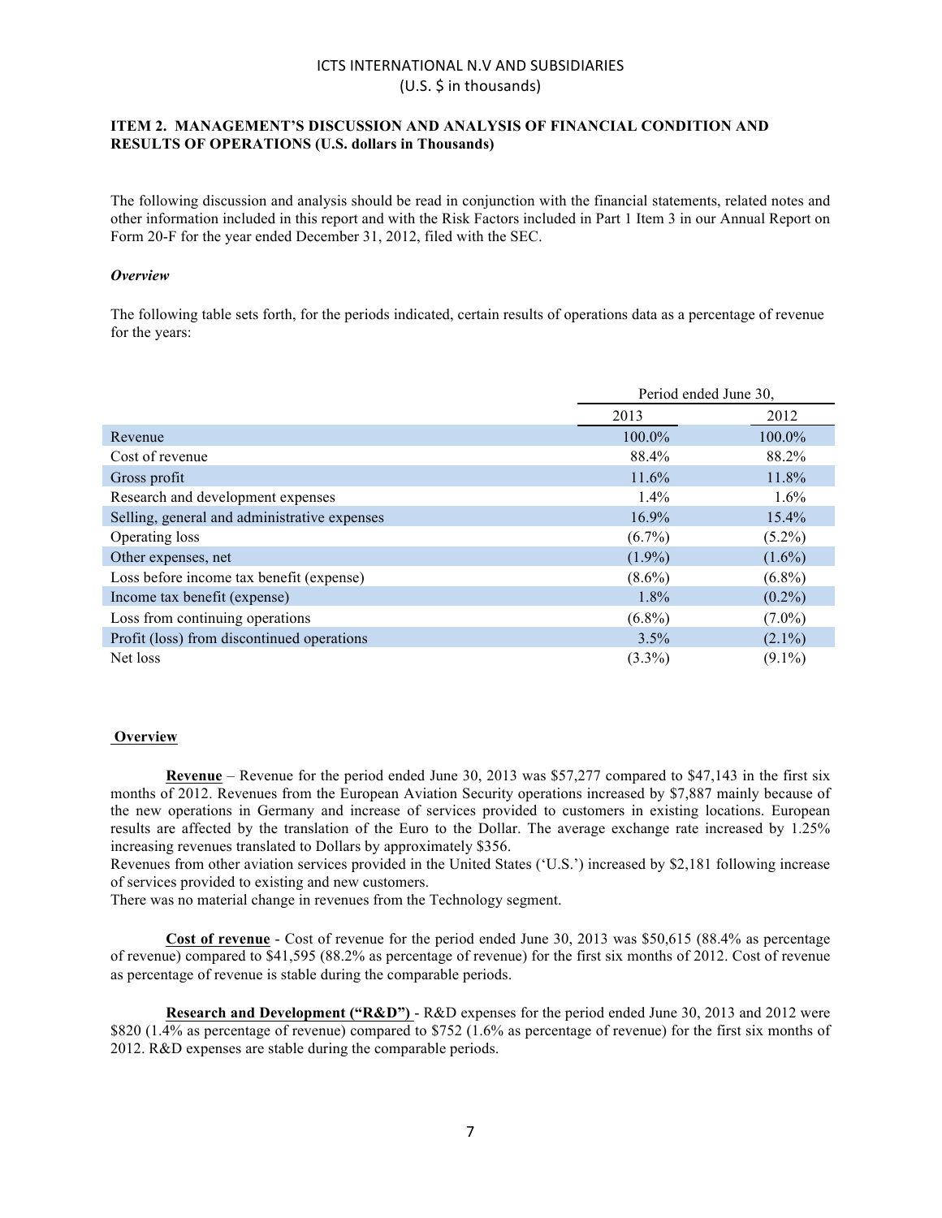ICTS INTERNATIONAL N.V AND SUBSIDIARIES
(U.S. $ in thousands)

## ITEM 2. MANAGEMENT'S DISCUSSION AND ANALYSIS OF FINANCIAL CONDITION AND RESULTS OF OPERATIONS (U.S. dollars in Thousands)

The following discussion and analysis should be read in conjunction with the financial statements, related notes and other information included in this report and with the Risk Factors included in Part 1 Item 3 in our Annual Report on Form 20-F for the year ended December 31, 2012, filed with the SEC.

### *Overview*

The following table sets forth, for the periods indicated, certain results of operations data as a percentage of revenue for the years:

| | Period ended June 30, | |
|---|---|---|
| | 2013 | 2012 |
| Revenue | 100.0% | 100.0% |
| Cost of revenue | 88.4% | 88.2% |
| Gross profit | 11.6% | 11.8% |
| Research and development expenses | 1.4% | 1.6% |
| Selling, general and administrative expenses | 16.9% | 15.4% |
| Operating loss | (6.7%) | (5.2%) |
| Other expenses, net | (1.9%) | (1.6%) |
| Loss before income tax benefit (expense) | (8.6%) | (6.8%) |
| Income tax benefit (expense) | 1.8% | (0.2%) |
| Loss from continuing operations | (6.8%) | (7.0%) |
| Profit (loss) from discontinued operations | 3.5% | (2.1%) |
| Net loss | (3.3%) | (9.1%) |

### Overview

**Revenue** – Revenue for the period ended June 30, 2013 was $57,277 compared to $47,143 in the first six months of 2012. Revenues from the European Aviation Security operations increased by $7,887 mainly because of the new operations in Germany and increase of services provided to customers in existing locations. European results are affected by the translation of the Euro to the Dollar. The average exchange rate increased by 1.25% increasing revenues translated to Dollars by approximately $356.
Revenues from other aviation services provided in the United States ('U.S.') increased by $2,181 following increase of services provided to existing and new customers.
There was no material change in revenues from the Technology segment.

**Cost of revenue** - Cost of revenue for the period ended June 30, 2013 was $50,615 (88.4% as percentage of revenue) compared to $41,595 (88.2% as percentage of revenue) for the first six months of 2012. Cost of revenue as percentage of revenue is stable during the comparable periods.

**Research and Development ("R&D")** - R&D expenses for the period ended June 30, 2013 and 2012 were $820 (1.4% as percentage of revenue) compared to $752 (1.6% as percentage of revenue) for the first six months of 2012. R&D expenses are stable during the comparable periods.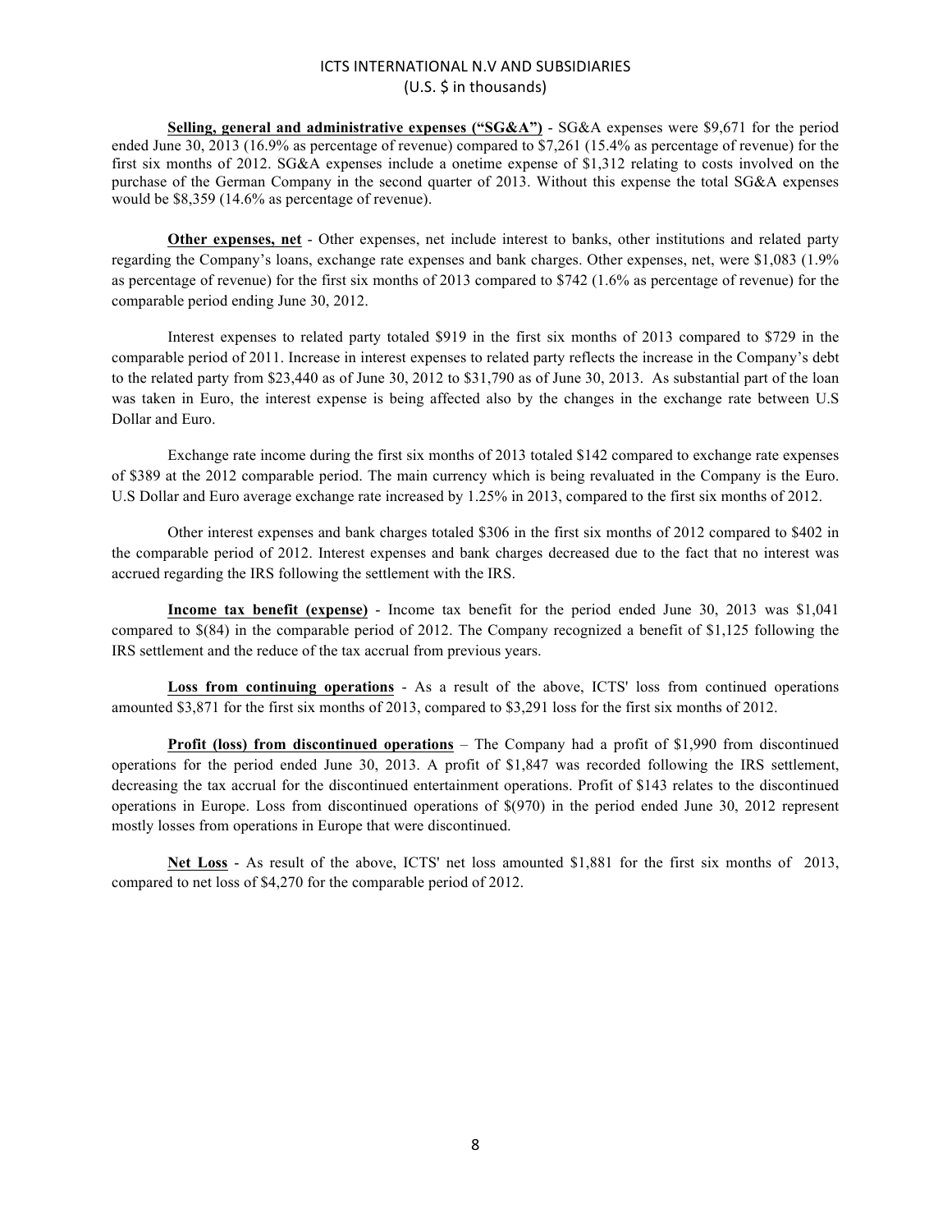**Selling, general and administrative expenses ("SG&A")** - SG&A expenses were $9,671 for the period ended June 30, 2013 (16.9% as percentage of revenue) compared to $7,261 (15.4% as percentage of revenue) for the first six months of 2012. SG&A expenses include a onetime expense of $1,312 relating to costs involved on the purchase of the German Company in the second quarter of 2013. Without this expense the total SG&A expenses would be $8,359 (14.6% as percentage of revenue).

**Other expenses, net** - Other expenses, net include interest to banks, other institutions and related party regarding the Company's loans, exchange rate expenses and bank charges. Other expenses, net, were $1,083 (1.9% as percentage of revenue) for the first six months of 2013 compared to $742 (1.6% as percentage of revenue) for the comparable period ending June 30, 2012.

Interest expenses to related party totaled $919 in the first six months of 2013 compared to $729 in the comparable period of 2011. Increase in interest expenses to related party reflects the increase in the Company's debt to the related party from $23,440 as of June 30, 2012 to $31,790 as of June 30, 2013. As substantial part of the loan was taken in Euro, the interest expense is being affected also by the changes in the exchange rate between U.S Dollar and Euro.

Exchange rate income during the first six months of 2013 totaled $142 compared to exchange rate expenses of $389 at the 2012 comparable period. The main currency which is being revaluated in the Company is the Euro. U.S Dollar and Euro average exchange rate increased by 1.25% in 2013, compared to the first six months of 2012.

Other interest expenses and bank charges totaled $306 in the first six months of 2012 compared to $402 in the comparable period of 2012. Interest expenses and bank charges decreased due to the fact that no interest was accrued regarding the IRS following the settlement with the IRS.

**Income tax benefit (expense)** - Income tax benefit for the period ended June 30, 2013 was $1,041 compared to $(84) in the comparable period of 2012. The Company recognized a benefit of $1,125 following the IRS settlement and the reduce of the tax accrual from previous years.

**Loss from continuing operations** - As a result of the above, ICTS' loss from continued operations amounted $3,871 for the first six months of 2013, compared to $3,291 loss for the first six months of 2012.

**Profit (loss) from discontinued operations** – The Company had a profit of $1,990 from discontinued operations for the period ended June 30, 2013. A profit of $1,847 was recorded following the IRS settlement, decreasing the tax accrual for the discontinued entertainment operations. Profit of $143 relates to the discontinued operations in Europe. Loss from discontinued operations of $(970) in the period ended June 30, 2012 represent mostly losses from operations in Europe that were discontinued.

**Net Loss** - As result of the above, ICTS' net loss amounted $1,881 for the first six months of 2013, compared to net loss of $4,270 for the comparable period of 2012.